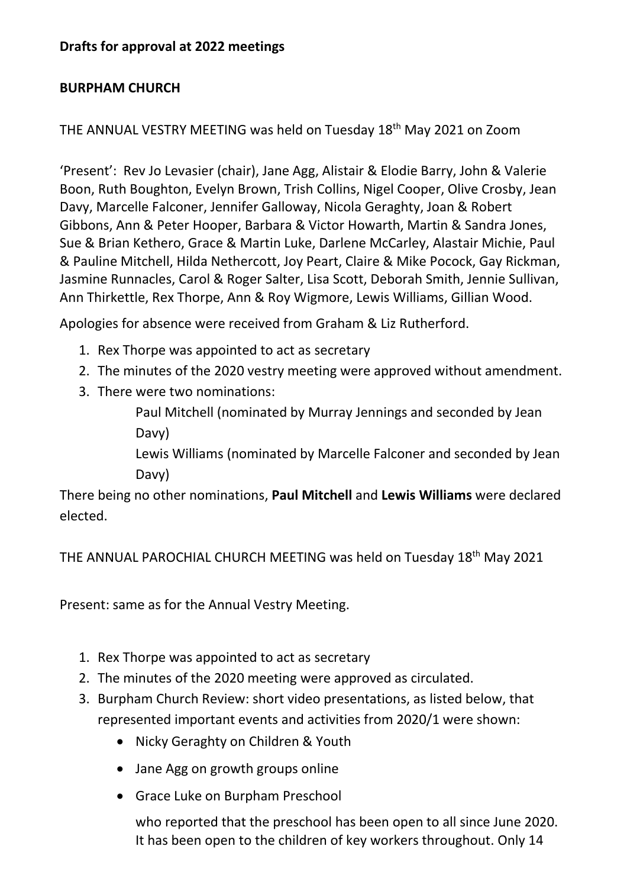**Drafts for approval at 2022 meetings**

**BURPHAM CHURCH**

THE ANNUAL VESTRY MEETING was held on Tuesday 18th May 2021 on Zoom

'Present': Rev Jo Levasier (chair), Jane Agg, Alistair & Elodie Barry, John & Valerie Boon, Ruth Boughton, Evelyn Brown, Trish Collins, Nigel Cooper, Olive Crosby, Jean Davy, Marcelle Falconer, Jennifer Galloway, Nicola Geraghty, Joan & Robert Gibbons, Ann & Peter Hooper, Barbara & Victor Howarth, Martin & Sandra Jones, Sue & Brian Kethero, Grace & Martin Luke, Darlene McCarley, Alastair Michie, Paul & Pauline Mitchell, Hilda Nethercott, Joy Peart, Claire & Mike Pocock, Gay Rickman, Jasmine Runnacles, Carol & Roger Salter, Lisa Scott, Deborah Smith, Jennie Sullivan, Ann Thirkettle, Rex Thorpe, Ann & Roy Wigmore, Lewis Williams, Gillian Wood.

Apologies for absence were received from Graham & Liz Rutherford.

1. Rex Thorpe was appointed to act as secretary
2. The minutes of the 2020 vestry meeting were approved without amendment.
3. There were two nominations:

   Paul Mitchell (nominated by Murray Jennings and seconded by Jean Davy)

   Lewis Williams (nominated by Marcelle Falconer and seconded by Jean Davy)

There being no other nominations, **Paul Mitchell** and **Lewis Williams** were declared elected.

THE ANNUAL PAROCHIAL CHURCH MEETING was held on Tuesday 18th May 2021

Present: same as for the Annual Vestry Meeting.

1. Rex Thorpe was appointed to act as secretary
2. The minutes of the 2020 meeting were approved as circulated.
3. Burpham Church Review: short video presentations, as listed below, that represented important events and activities from 2020/1 were shown:
   - Nicky Geraghty on Children & Youth
   - Jane Agg on growth groups online
   - Grace Luke on Burpham Preschool

     who reported that the preschool has been open to all since June 2020. It has been open to the children of key workers throughout. Only 14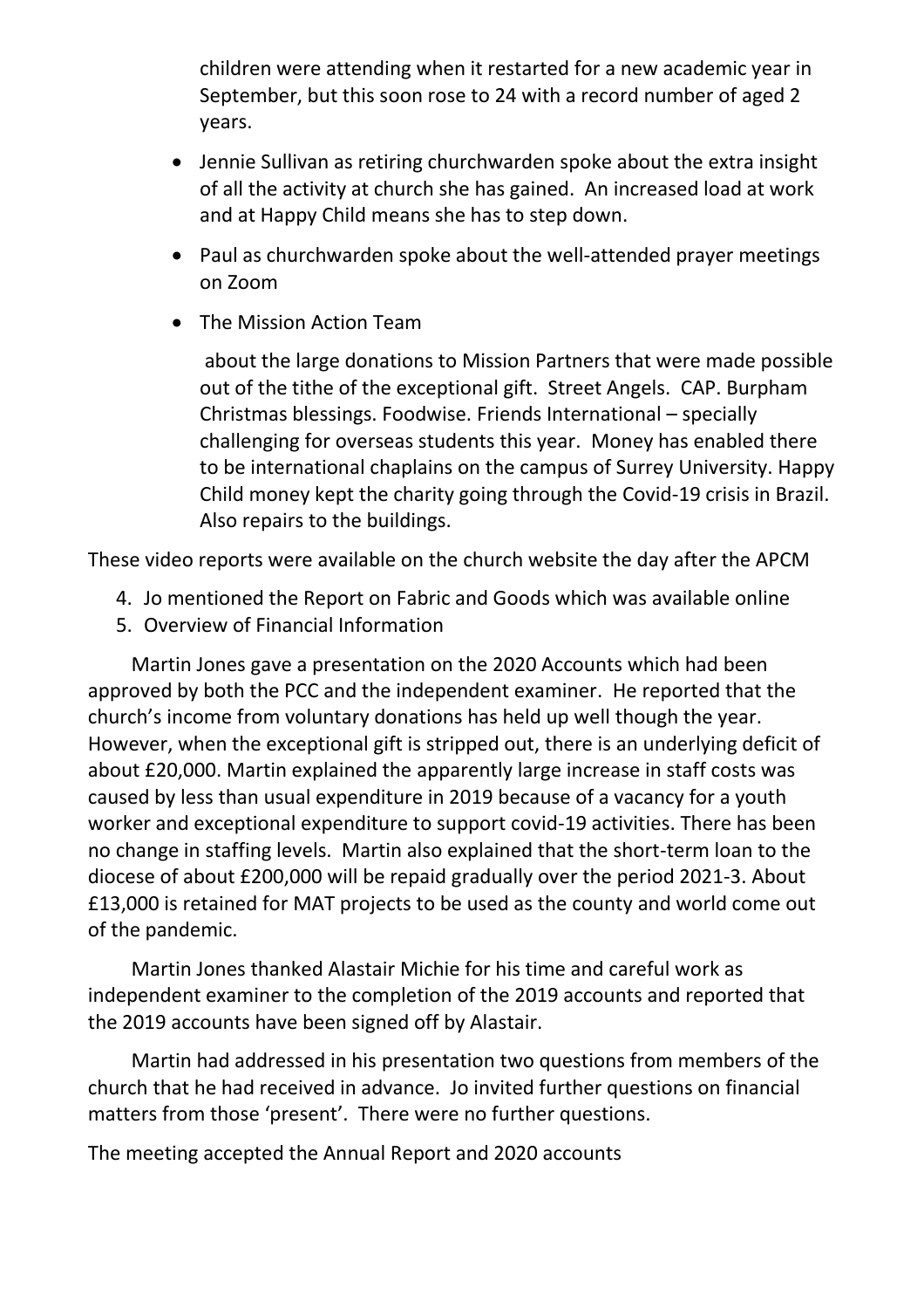children were attending when it restarted for a new academic year in September, but this soon rose to 24 with a record number of aged 2 years.

- Jennie Sullivan as retiring churchwarden spoke about the extra insight of all the activity at church she has gained. An increased load at work and at Happy Child means she has to step down.

- Paul as churchwarden spoke about the well-attended prayer meetings on Zoom

- The Mission Action Team

  about the large donations to Mission Partners that were made possible out of the tithe of the exceptional gift. Street Angels. CAP. Burpham Christmas blessings. Foodwise. Friends International – specially challenging for overseas students this year. Money has enabled there to be international chaplains on the campus of Surrey University. Happy Child money kept the charity going through the Covid-19 crisis in Brazil. Also repairs to the buildings.

These video reports were available on the church website the day after the APCM

4. Jo mentioned the Report on Fabric and Goods which was available online
5. Overview of Financial Information

Martin Jones gave a presentation on the 2020 Accounts which had been approved by both the PCC and the independent examiner. He reported that the church's income from voluntary donations has held up well though the year. However, when the exceptional gift is stripped out, there is an underlying deficit of about £20,000. Martin explained the apparently large increase in staff costs was caused by less than usual expenditure in 2019 because of a vacancy for a youth worker and exceptional expenditure to support covid-19 activities. There has been no change in staffing levels. Martin also explained that the short-term loan to the diocese of about £200,000 will be repaid gradually over the period 2021-3. About £13,000 is retained for MAT projects to be used as the county and world come out of the pandemic.

Martin Jones thanked Alastair Michie for his time and careful work as independent examiner to the completion of the 2019 accounts and reported that the 2019 accounts have been signed off by Alastair.

Martin had addressed in his presentation two questions from members of the church that he had received in advance. Jo invited further questions on financial matters from those 'present'. There were no further questions.

The meeting accepted the Annual Report and 2020 accounts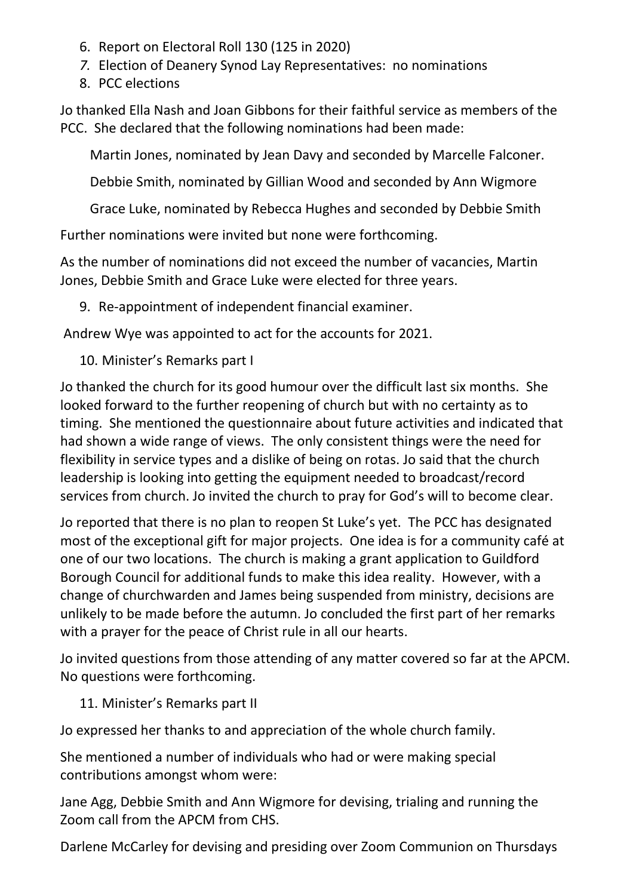6. Report on Electoral Roll 130 (125 in 2020)
7. Election of Deanery Synod Lay Representatives: no nominations
8. PCC elections

Jo thanked Ella Nash and Joan Gibbons for their faithful service as members of the PCC. She declared that the following nominations had been made:

Martin Jones, nominated by Jean Davy and seconded by Marcelle Falconer.

Debbie Smith, nominated by Gillian Wood and seconded by Ann Wigmore

Grace Luke, nominated by Rebecca Hughes and seconded by Debbie Smith

Further nominations were invited but none were forthcoming.

As the number of nominations did not exceed the number of vacancies, Martin Jones, Debbie Smith and Grace Luke were elected for three years.

9. Re-appointment of independent financial examiner.

Andrew Wye was appointed to act for the accounts for 2021.

10. Minister's Remarks part I

Jo thanked the church for its good humour over the difficult last six months. She looked forward to the further reopening of church but with no certainty as to timing. She mentioned the questionnaire about future activities and indicated that had shown a wide range of views. The only consistent things were the need for flexibility in service types and a dislike of being on rotas. Jo said that the church leadership is looking into getting the equipment needed to broadcast/record services from church. Jo invited the church to pray for God's will to become clear.

Jo reported that there is no plan to reopen St Luke's yet. The PCC has designated most of the exceptional gift for major projects. One idea is for a community café at one of our two locations. The church is making a grant application to Guildford Borough Council for additional funds to make this idea reality. However, with a change of churchwarden and James being suspended from ministry, decisions are unlikely to be made before the autumn. Jo concluded the first part of her remarks with a prayer for the peace of Christ rule in all our hearts.

Jo invited questions from those attending of any matter covered so far at the APCM. No questions were forthcoming.

11. Minister's Remarks part II

Jo expressed her thanks to and appreciation of the whole church family.

She mentioned a number of individuals who had or were making special contributions amongst whom were:

Jane Agg, Debbie Smith and Ann Wigmore for devising, trialing and running the Zoom call from the APCM from CHS.

Darlene McCarley for devising and presiding over Zoom Communion on Thursdays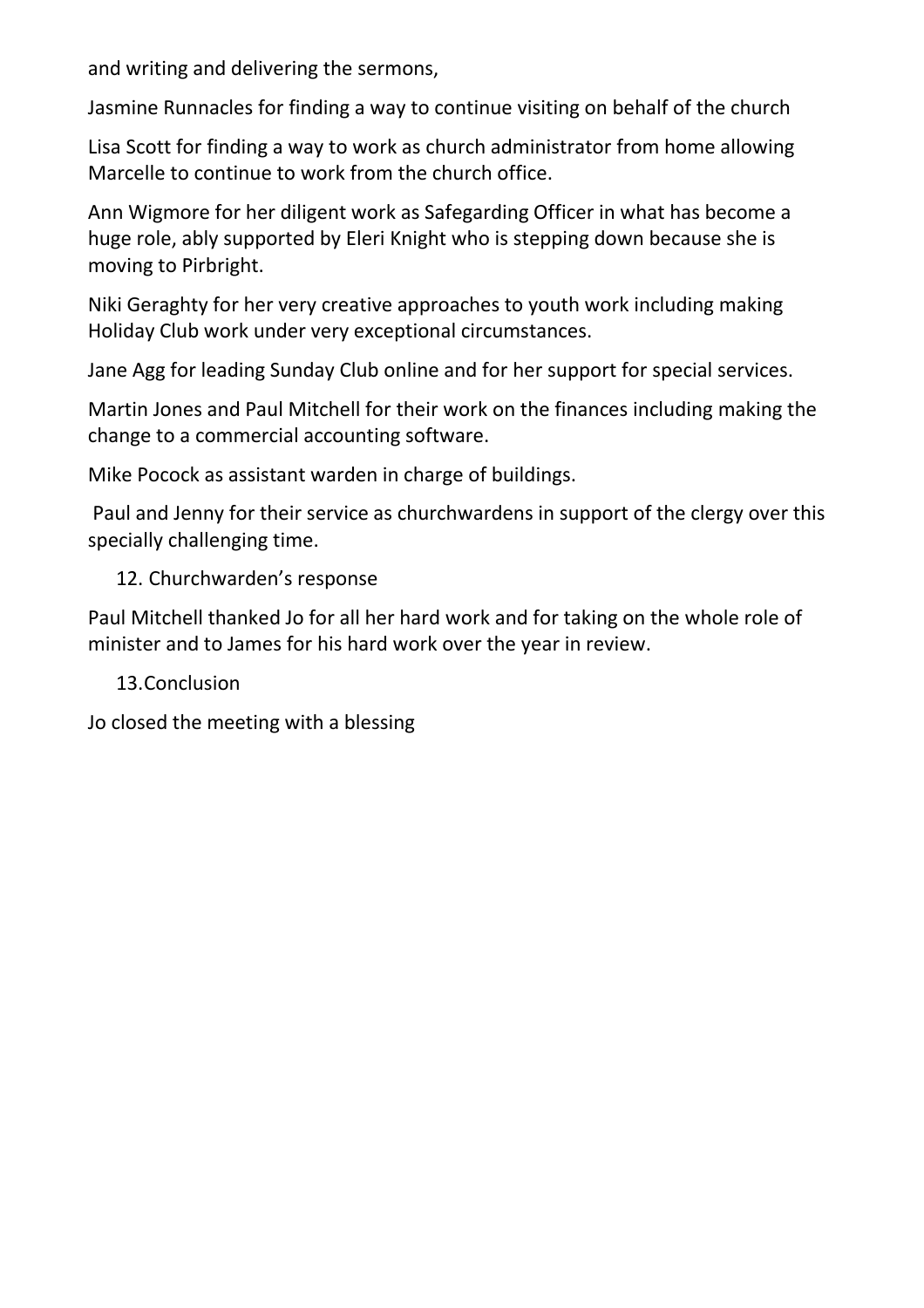and writing and delivering the sermons,

Jasmine Runnacles for finding a way to continue visiting on behalf of the church

Lisa Scott for finding a way to work as church administrator from home allowing Marcelle to continue to work from the church office.

Ann Wigmore for her diligent work as Safegarding Officer in what has become a huge role, ably supported by Eleri Knight who is stepping down because she is moving to Pirbright.

Niki Geraghty for her very creative approaches to youth work including making Holiday Club work under very exceptional circumstances.

Jane Agg for leading Sunday Club online and for her support for special services.

Martin Jones and Paul Mitchell for their work on the finances including making the change to a commercial accounting software.

Mike Pocock as assistant warden in charge of buildings.

Paul and Jenny for their service as churchwardens in support of the clergy over this specially challenging time.

12. Churchwarden's response

Paul Mitchell thanked Jo for all her hard work and for taking on the whole role of minister and to James for his hard work over the year in review.

13.Conclusion

Jo closed the meeting with a blessing